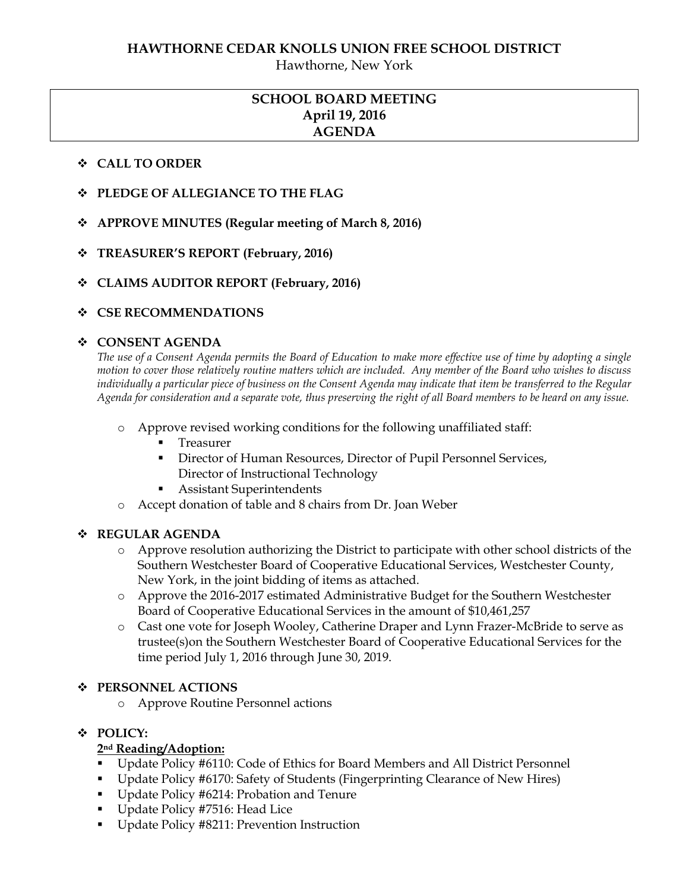**HAWTHORNE CEDAR KNOLLS UNION FREE SCHOOL DISTRICT**

Hawthorne, New York

# SCHOOL BOARD MEETING
**April 19, 2016**
**AGENDA**

- **CALL TO ORDER**
- **PLEDGE OF ALLEGIANCE TO THE FLAG**
- **APPROVE MINUTES (Regular meeting of March 8, 2016)**
- **TREASURER'S REPORT (February, 2016)**
- **CLAIMS AUDITOR REPORT (February, 2016)**
- **CSE RECOMMENDATIONS**
- **CONSENT AGENDA**

  *The use of a Consent Agenda permits the Board of Education to make more effective use of time by adopting a single motion to cover those relatively routine matters which are included. Any member of the Board who wishes to discuss individually a particular piece of business on the Consent Agenda may indicate that item be transferred to the Regular Agenda for consideration and a separate vote, thus preserving the right of all Board members to be heard on any issue.*

  - Approve revised working conditions for the following unaffiliated staff:
    - Treasurer
    - Director of Human Resources, Director of Pupil Personnel Services, Director of Instructional Technology
    - Assistant Superintendents
  - Accept donation of table and 8 chairs from Dr. Joan Weber

- **REGULAR AGENDA**
  - Approve resolution authorizing the District to participate with other school districts of the Southern Westchester Board of Cooperative Educational Services, Westchester County, New York, in the joint bidding of items as attached.
  - Approve the 2016-2017 estimated Administrative Budget for the Southern Westchester Board of Cooperative Educational Services in the amount of $10,461,257
  - Cast one vote for Joseph Wooley, Catherine Draper and Lynn Frazer-McBride to serve as trustee(s)on the Southern Westchester Board of Cooperative Educational Services for the time period July 1, 2016 through June 30, 2019.

- **PERSONNEL ACTIONS**
  - Approve Routine Personnel actions

- **POLICY:**

  **2nd Reading/Adoption:**
  - Update Policy #6110: Code of Ethics for Board Members and All District Personnel
  - Update Policy #6170: Safety of Students (Fingerprinting Clearance of New Hires)
  - Update Policy #6214: Probation and Tenure
  - Update Policy #7516: Head Lice
  - Update Policy #8211: Prevention Instruction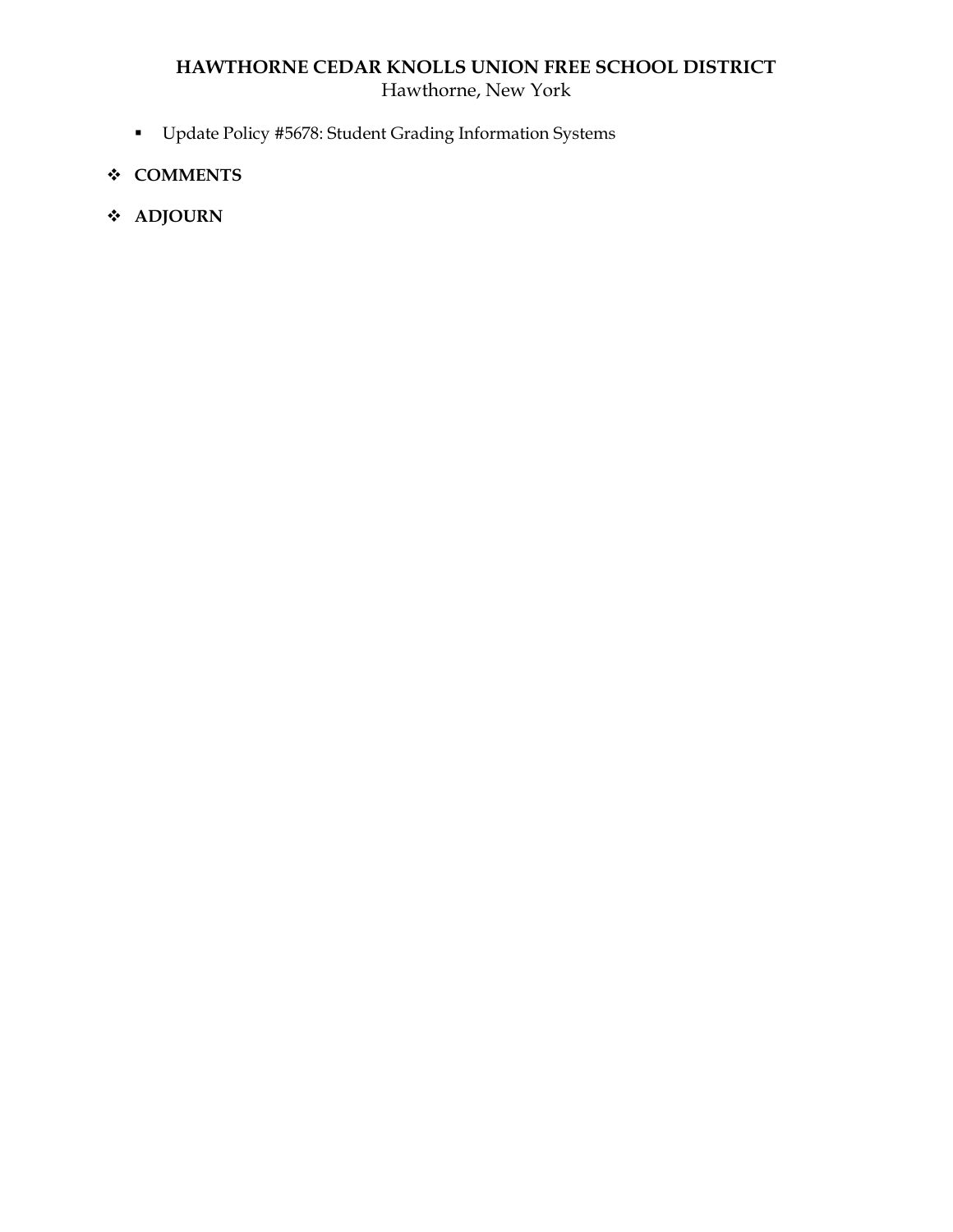- Update Policy #5678: Student Grading Information Systems

- **COMMENTS**

- **ADJOURN**